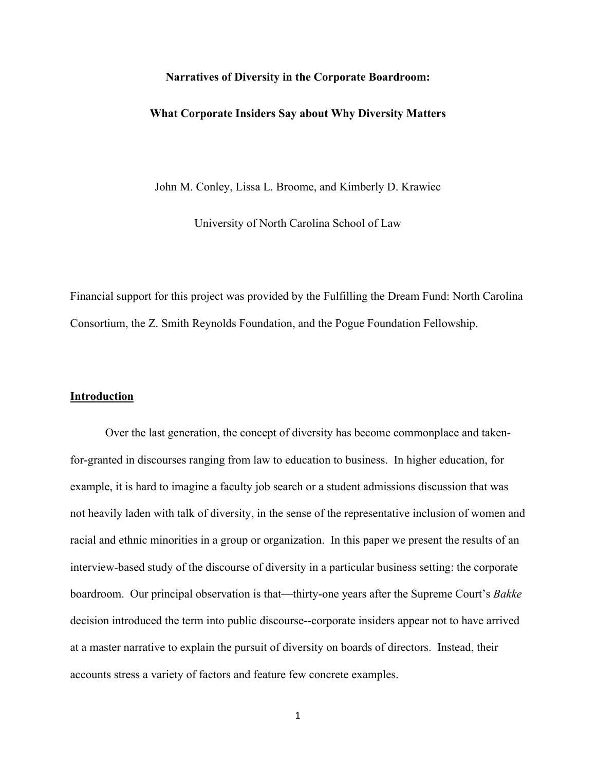# Narratives of Diversity in the Corporate Boardroom:

# What Corporate Insiders Say about Why Diversity Matters

John M. Conley, Lissa L. Broome, and Kimberly D. Krawiec

University of North Carolina School of Law

Financial support for this project was provided by the Fulfilling the Dream Fund: North Carolina Consortium, the Z. Smith Reynolds Foundation, and the Pogue Foundation Fellowship.

## Introduction

Over the last generation, the concept of diversity has become commonplace and taken-for-granted in discourses ranging from law to education to business. In higher education, for example, it is hard to imagine a faculty job search or a student admissions discussion that was not heavily laden with talk of diversity, in the sense of the representative inclusion of women and racial and ethnic minorities in a group or organization. In this paper we present the results of an interview-based study of the discourse of diversity in a particular business setting: the corporate boardroom. Our principal observation is that—thirty-one years after the Supreme Court's *Bakke* decision introduced the term into public discourse--corporate insiders appear not to have arrived at a master narrative to explain the pursuit of diversity on boards of directors. Instead, their accounts stress a variety of factors and feature few concrete examples.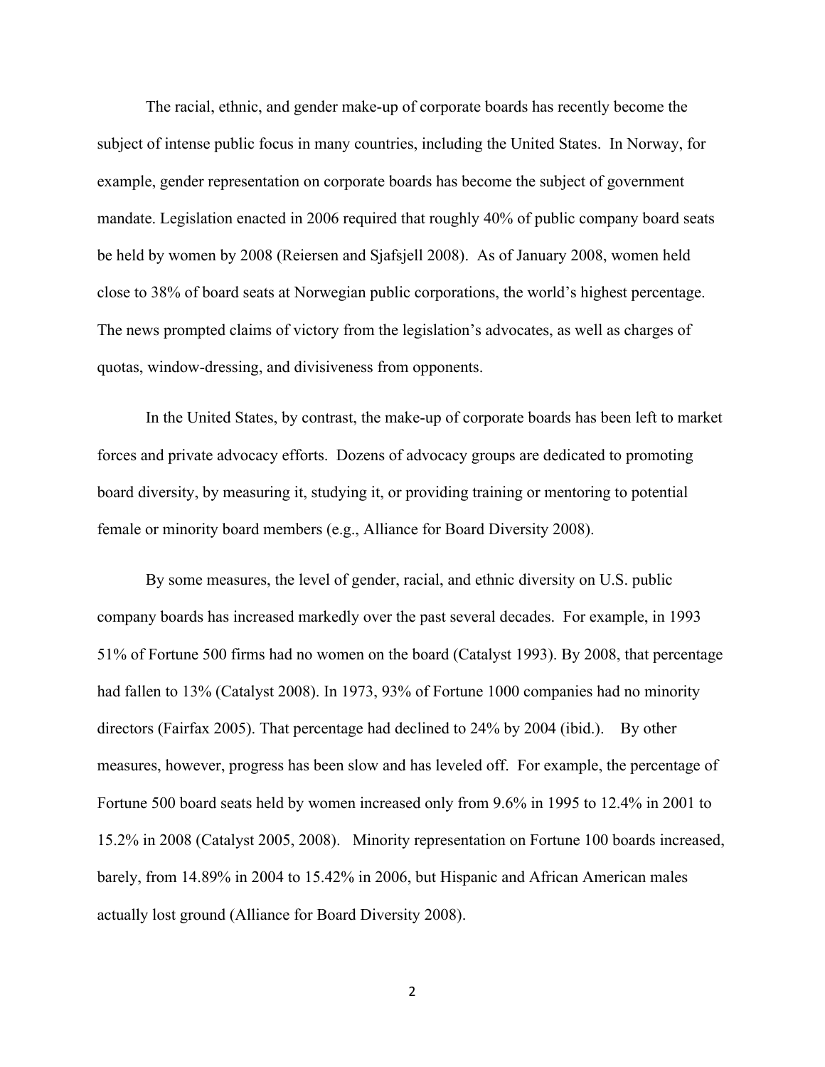The racial, ethnic, and gender make-up of corporate boards has recently become the subject of intense public focus in many countries, including the United States. In Norway, for example, gender representation on corporate boards has become the subject of government mandate. Legislation enacted in 2006 required that roughly 40% of public company board seats be held by women by 2008 (Reiersen and Sjafsjell 2008). As of January 2008, women held close to 38% of board seats at Norwegian public corporations, the world's highest percentage. The news prompted claims of victory from the legislation's advocates, as well as charges of quotas, window-dressing, and divisiveness from opponents.

In the United States, by contrast, the make-up of corporate boards has been left to market forces and private advocacy efforts. Dozens of advocacy groups are dedicated to promoting board diversity, by measuring it, studying it, or providing training or mentoring to potential female or minority board members (e.g., Alliance for Board Diversity 2008).

By some measures, the level of gender, racial, and ethnic diversity on U.S. public company boards has increased markedly over the past several decades. For example, in 1993 51% of Fortune 500 firms had no women on the board (Catalyst 1993). By 2008, that percentage had fallen to 13% (Catalyst 2008). In 1973, 93% of Fortune 1000 companies had no minority directors (Fairfax 2005). That percentage had declined to 24% by 2004 (ibid.). By other measures, however, progress has been slow and has leveled off. For example, the percentage of Fortune 500 board seats held by women increased only from 9.6% in 1995 to 12.4% in 2001 to 15.2% in 2008 (Catalyst 2005, 2008). Minority representation on Fortune 100 boards increased, barely, from 14.89% in 2004 to 15.42% in 2006, but Hispanic and African American males actually lost ground (Alliance for Board Diversity 2008).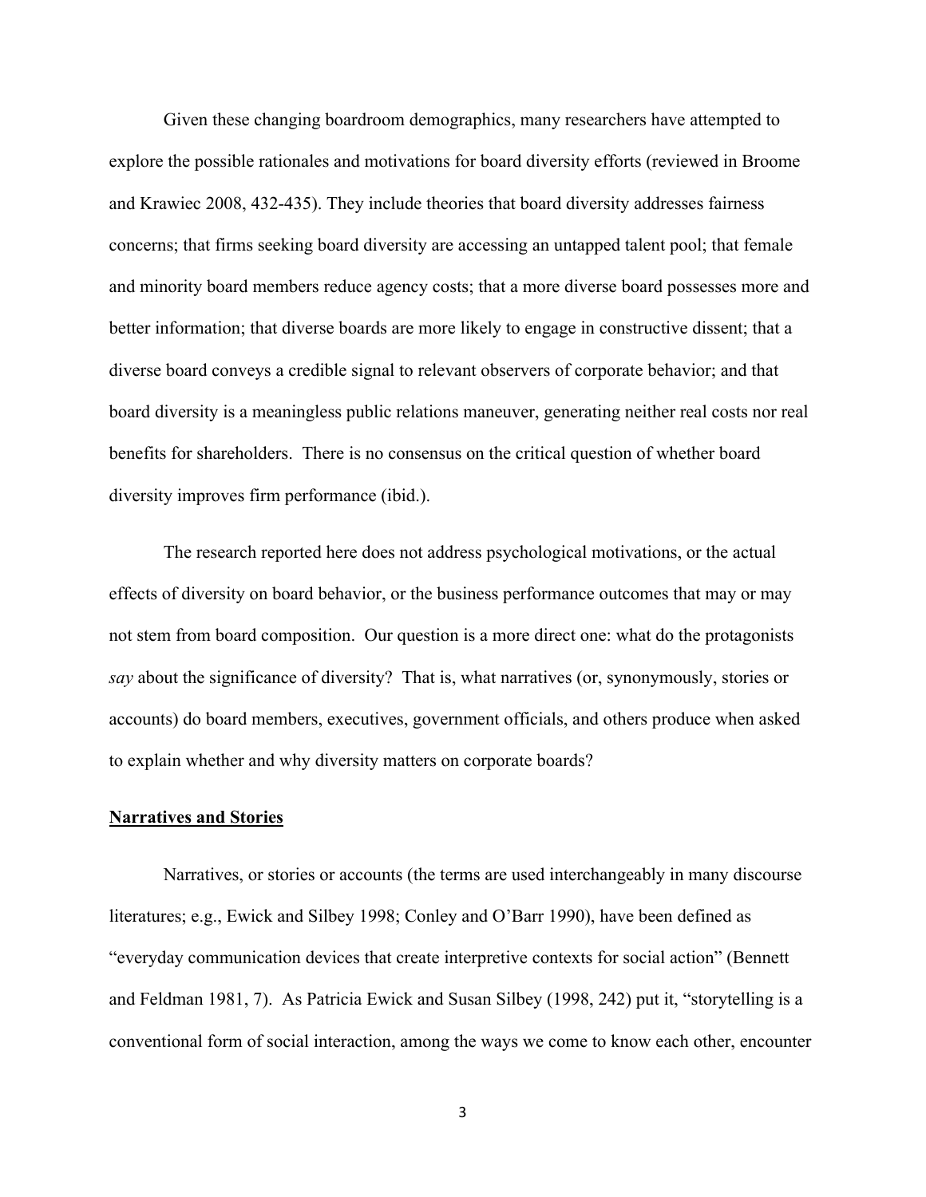Given these changing boardroom demographics, many researchers have attempted to explore the possible rationales and motivations for board diversity efforts (reviewed in Broome and Krawiec 2008, 432-435). They include theories that board diversity addresses fairness concerns; that firms seeking board diversity are accessing an untapped talent pool; that female and minority board members reduce agency costs; that a more diverse board possesses more and better information; that diverse boards are more likely to engage in constructive dissent; that a diverse board conveys a credible signal to relevant observers of corporate behavior; and that board diversity is a meaningless public relations maneuver, generating neither real costs nor real benefits for shareholders. There is no consensus on the critical question of whether board diversity improves firm performance (ibid.).

The research reported here does not address psychological motivations, or the actual effects of diversity on board behavior, or the business performance outcomes that may or may not stem from board composition. Our question is a more direct one: what do the protagonists *say* about the significance of diversity? That is, what narratives (or, synonymously, stories or accounts) do board members, executives, government officials, and others produce when asked to explain whether and why diversity matters on corporate boards?

**Narratives and Stories**

Narratives, or stories or accounts (the terms are used interchangeably in many discourse literatures; e.g., Ewick and Silbey 1998; Conley and O'Barr 1990), have been defined as "everyday communication devices that create interpretive contexts for social action" (Bennett and Feldman 1981, 7). As Patricia Ewick and Susan Silbey (1998, 242) put it, "storytelling is a conventional form of social interaction, among the ways we come to know each other, encounter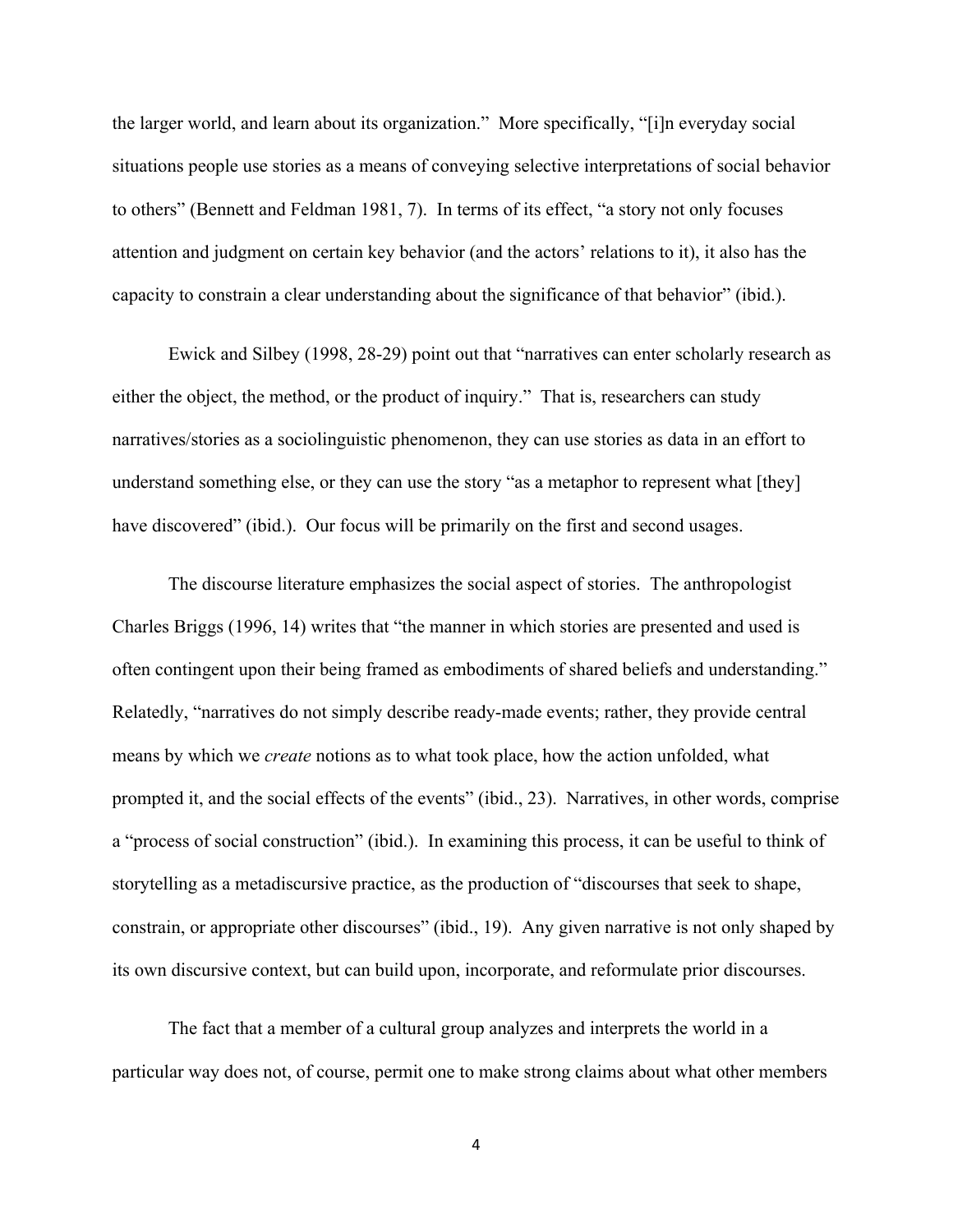the larger world, and learn about its organization." More specifically, "[i]n everyday social situations people use stories as a means of conveying selective interpretations of social behavior to others" (Bennett and Feldman 1981, 7). In terms of its effect, "a story not only focuses attention and judgment on certain key behavior (and the actors' relations to it), it also has the capacity to constrain a clear understanding about the significance of that behavior" (ibid.).

Ewick and Silbey (1998, 28-29) point out that "narratives can enter scholarly research as either the object, the method, or the product of inquiry." That is, researchers can study narratives/stories as a sociolinguistic phenomenon, they can use stories as data in an effort to understand something else, or they can use the story "as a metaphor to represent what [they] have discovered" (ibid.). Our focus will be primarily on the first and second usages.

The discourse literature emphasizes the social aspect of stories. The anthropologist Charles Briggs (1996, 14) writes that "the manner in which stories are presented and used is often contingent upon their being framed as embodiments of shared beliefs and understanding." Relatedly, "narratives do not simply describe ready-made events; rather, they provide central means by which we *create* notions as to what took place, how the action unfolded, what prompted it, and the social effects of the events" (ibid., 23). Narratives, in other words, comprise a "process of social construction" (ibid.). In examining this process, it can be useful to think of storytelling as a metadiscursive practice, as the production of "discourses that seek to shape, constrain, or appropriate other discourses" (ibid., 19). Any given narrative is not only shaped by its own discursive context, but can build upon, incorporate, and reformulate prior discourses.

The fact that a member of a cultural group analyzes and interprets the world in a particular way does not, of course, permit one to make strong claims about what other members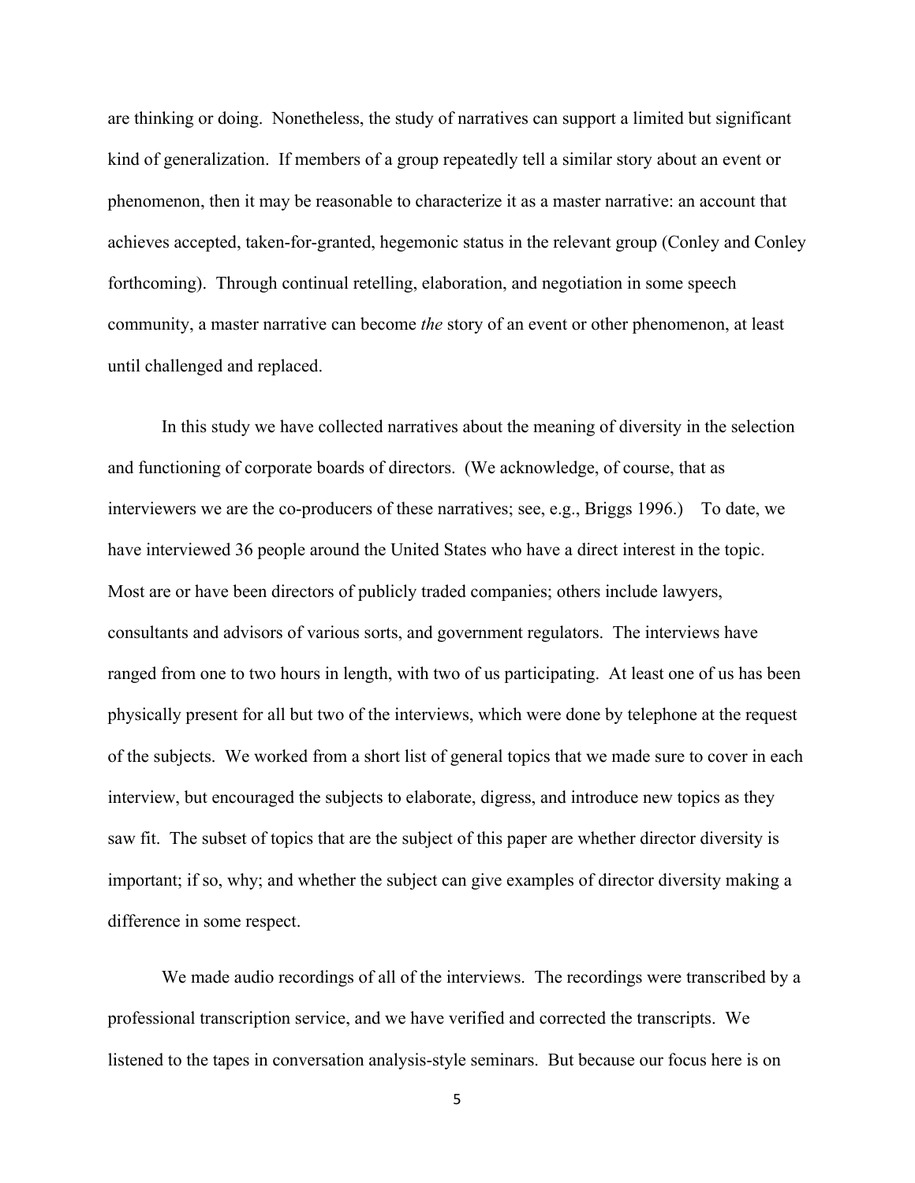are thinking or doing. Nonetheless, the study of narratives can support a limited but significant kind of generalization. If members of a group repeatedly tell a similar story about an event or phenomenon, then it may be reasonable to characterize it as a master narrative: an account that achieves accepted, taken-for-granted, hegemonic status in the relevant group (Conley and Conley forthcoming). Through continual retelling, elaboration, and negotiation in some speech community, a master narrative can become *the* story of an event or other phenomenon, at least until challenged and replaced.

In this study we have collected narratives about the meaning of diversity in the selection and functioning of corporate boards of directors. (We acknowledge, of course, that as interviewers we are the co-producers of these narratives; see, e.g., Briggs 1996.) To date, we have interviewed 36 people around the United States who have a direct interest in the topic. Most are or have been directors of publicly traded companies; others include lawyers, consultants and advisors of various sorts, and government regulators. The interviews have ranged from one to two hours in length, with two of us participating. At least one of us has been physically present for all but two of the interviews, which were done by telephone at the request of the subjects. We worked from a short list of general topics that we made sure to cover in each interview, but encouraged the subjects to elaborate, digress, and introduce new topics as they saw fit. The subset of topics that are the subject of this paper are whether director diversity is important; if so, why; and whether the subject can give examples of director diversity making a difference in some respect.

We made audio recordings of all of the interviews. The recordings were transcribed by a professional transcription service, and we have verified and corrected the transcripts. We listened to the tapes in conversation analysis-style seminars. But because our focus here is on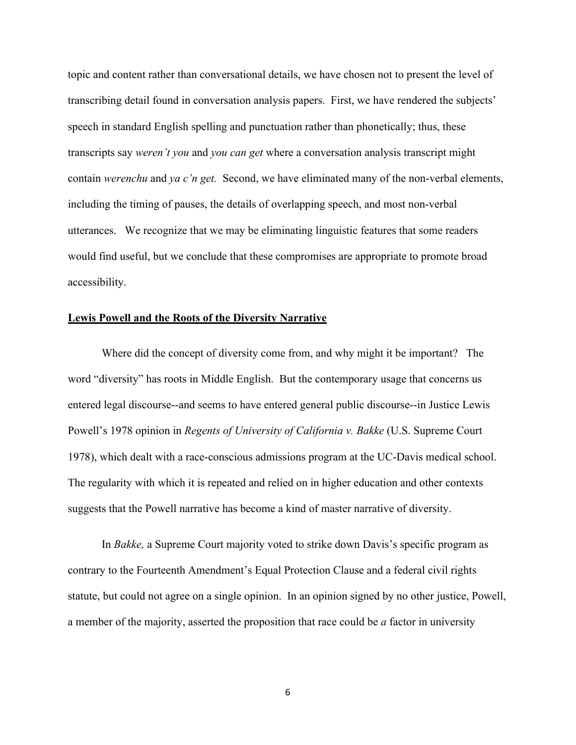topic and content rather than conversational details, we have chosen not to present the level of transcribing detail found in conversation analysis papers. First, we have rendered the subjects' speech in standard English spelling and punctuation rather than phonetically; thus, these transcripts say *weren't you* and *you can get* where a conversation analysis transcript might contain *werenchu* and *ya c'n get.* Second, we have eliminated many of the non-verbal elements, including the timing of pauses, the details of overlapping speech, and most non-verbal utterances. We recognize that we may be eliminating linguistic features that some readers would find useful, but we conclude that these compromises are appropriate to promote broad accessibility.

## Lewis Powell and the Roots of the Diversity Narrative

Where did the concept of diversity come from, and why might it be important? The word "diversity" has roots in Middle English. But the contemporary usage that concerns us entered legal discourse--and seems to have entered general public discourse--in Justice Lewis Powell's 1978 opinion in *Regents of University of California v. Bakke* (U.S. Supreme Court 1978), which dealt with a race-conscious admissions program at the UC-Davis medical school. The regularity with which it is repeated and relied on in higher education and other contexts suggests that the Powell narrative has become a kind of master narrative of diversity.

In *Bakke,* a Supreme Court majority voted to strike down Davis's specific program as contrary to the Fourteenth Amendment's Equal Protection Clause and a federal civil rights statute, but could not agree on a single opinion. In an opinion signed by no other justice, Powell, a member of the majority, asserted the proposition that race could be *a* factor in university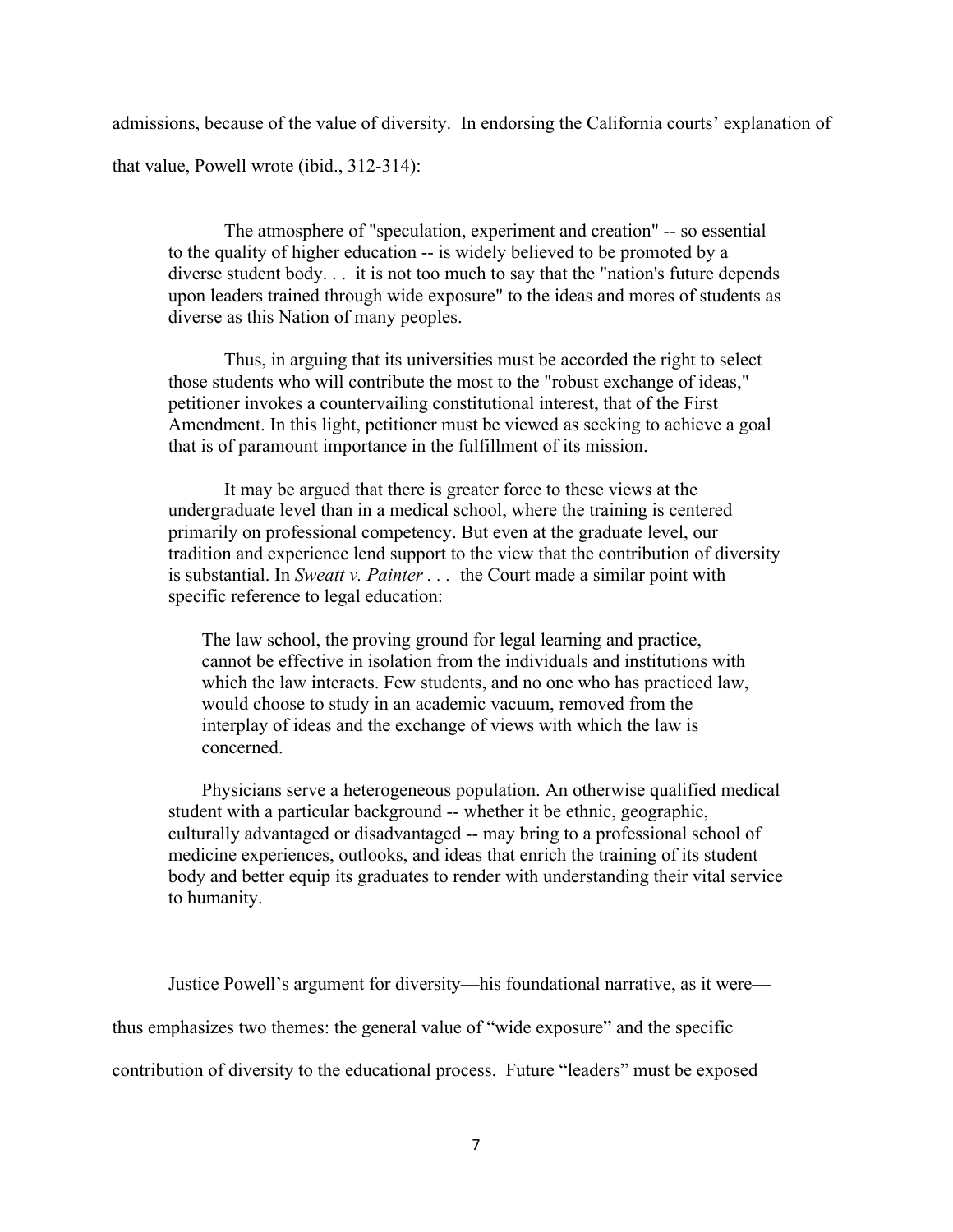admissions, because of the value of diversity. In endorsing the California courts' explanation of that value, Powell wrote (ibid., 312-314):

> The atmosphere of "speculation, experiment and creation" -- so essential to the quality of higher education -- is widely believed to be promoted by a diverse student body. . . it is not too much to say that the "nation's future depends upon leaders trained through wide exposure" to the ideas and mores of students as diverse as this Nation of many peoples.
>
> Thus, in arguing that its universities must be accorded the right to select those students who will contribute the most to the "robust exchange of ideas," petitioner invokes a countervailing constitutional interest, that of the First Amendment. In this light, petitioner must be viewed as seeking to achieve a goal that is of paramount importance in the fulfillment of its mission.
>
> It may be argued that there is greater force to these views at the undergraduate level than in a medical school, where the training is centered primarily on professional competency. But even at the graduate level, our tradition and experience lend support to the view that the contribution of diversity is substantial. In *Sweatt v. Painter* . . . the Court made a similar point with specific reference to legal education:
>
> > The law school, the proving ground for legal learning and practice, cannot be effective in isolation from the individuals and institutions with which the law interacts. Few students, and no one who has practiced law, would choose to study in an academic vacuum, removed from the interplay of ideas and the exchange of views with which the law is concerned.
>
> Physicians serve a heterogeneous population. An otherwise qualified medical student with a particular background -- whether it be ethnic, geographic, culturally advantaged or disadvantaged -- may bring to a professional school of medicine experiences, outlooks, and ideas that enrich the training of its student body and better equip its graduates to render with understanding their vital service to humanity.

Justice Powell's argument for diversity—his foundational narrative, as it were—thus emphasizes two themes: the general value of "wide exposure" and the specific contribution of diversity to the educational process. Future "leaders" must be exposed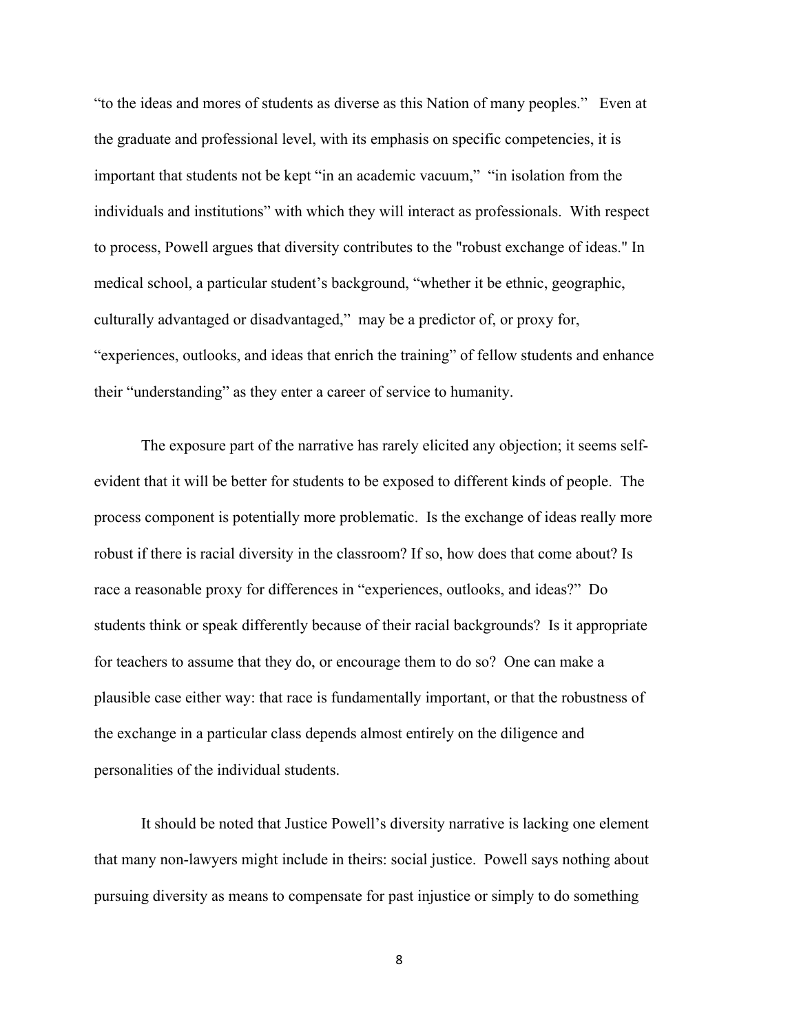"to the ideas and mores of students as diverse as this Nation of many peoples." Even at the graduate and professional level, with its emphasis on specific competencies, it is important that students not be kept "in an academic vacuum," "in isolation from the individuals and institutions" with which they will interact as professionals. With respect to process, Powell argues that diversity contributes to the "robust exchange of ideas." In medical school, a particular student's background, "whether it be ethnic, geographic, culturally advantaged or disadvantaged," may be a predictor of, or proxy for, "experiences, outlooks, and ideas that enrich the training" of fellow students and enhance their "understanding" as they enter a career of service to humanity.

The exposure part of the narrative has rarely elicited any objection; it seems self-evident that it will be better for students to be exposed to different kinds of people. The process component is potentially more problematic. Is the exchange of ideas really more robust if there is racial diversity in the classroom? If so, how does that come about? Is race a reasonable proxy for differences in "experiences, outlooks, and ideas?" Do students think or speak differently because of their racial backgrounds? Is it appropriate for teachers to assume that they do, or encourage them to do so? One can make a plausible case either way: that race is fundamentally important, or that the robustness of the exchange in a particular class depends almost entirely on the diligence and personalities of the individual students.

It should be noted that Justice Powell's diversity narrative is lacking one element that many non-lawyers might include in theirs: social justice. Powell says nothing about pursuing diversity as means to compensate for past injustice or simply to do something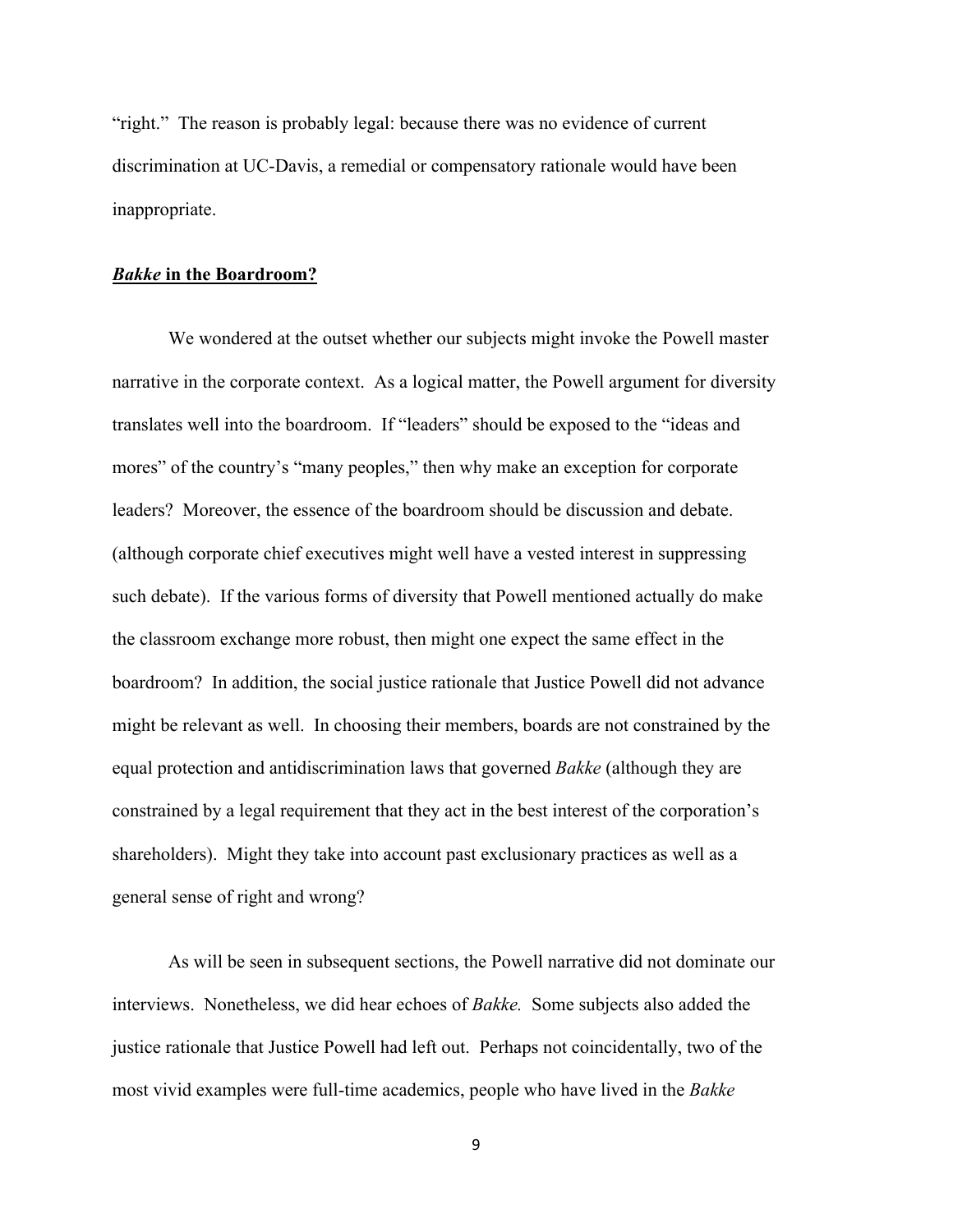"right." The reason is probably legal: because there was no evidence of current discrimination at UC-Davis, a remedial or compensatory rationale would have been inappropriate.

## ***Bakke* in the Boardroom?**

We wondered at the outset whether our subjects might invoke the Powell master narrative in the corporate context. As a logical matter, the Powell argument for diversity translates well into the boardroom. If "leaders" should be exposed to the "ideas and mores" of the country's "many peoples," then why make an exception for corporate leaders? Moreover, the essence of the boardroom should be discussion and debate. (although corporate chief executives might well have a vested interest in suppressing such debate). If the various forms of diversity that Powell mentioned actually do make the classroom exchange more robust, then might one expect the same effect in the boardroom? In addition, the social justice rationale that Justice Powell did not advance might be relevant as well. In choosing their members, boards are not constrained by the equal protection and antidiscrimination laws that governed *Bakke* (although they are constrained by a legal requirement that they act in the best interest of the corporation's shareholders). Might they take into account past exclusionary practices as well as a general sense of right and wrong?

As will be seen in subsequent sections, the Powell narrative did not dominate our interviews. Nonetheless, we did hear echoes of *Bakke.* Some subjects also added the justice rationale that Justice Powell had left out. Perhaps not coincidentally, two of the most vivid examples were full-time academics, people who have lived in the *Bakke*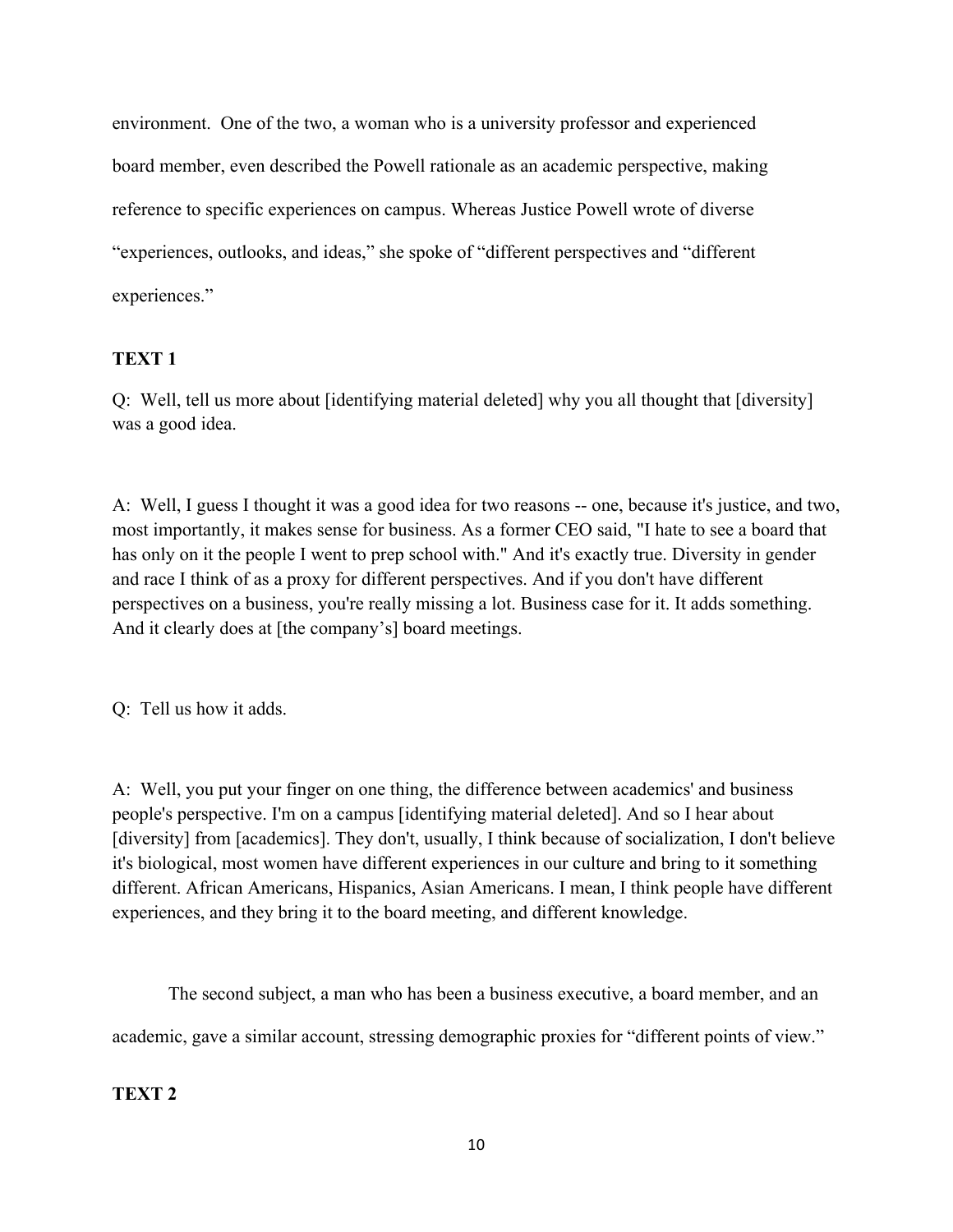environment. One of the two, a woman who is a university professor and experienced board member, even described the Powell rationale as an academic perspective, making reference to specific experiences on campus. Whereas Justice Powell wrote of diverse "experiences, outlooks, and ideas," she spoke of "different perspectives and "different experiences."

**TEXT 1**

Q: Well, tell us more about [identifying material deleted] why you all thought that [diversity] was a good idea.

A: Well, I guess I thought it was a good idea for two reasons -- one, because it's justice, and two, most importantly, it makes sense for business. As a former CEO said, "I hate to see a board that has only on it the people I went to prep school with." And it's exactly true. Diversity in gender and race I think of as a proxy for different perspectives. And if you don't have different perspectives on a business, you're really missing a lot. Business case for it. It adds something. And it clearly does at [the company's] board meetings.

Q: Tell us how it adds.

A: Well, you put your finger on one thing, the difference between academics' and business people's perspective. I'm on a campus [identifying material deleted]. And so I hear about [diversity] from [academics]. They don't, usually, I think because of socialization, I don't believe it's biological, most women have different experiences in our culture and bring to it something different. African Americans, Hispanics, Asian Americans. I mean, I think people have different experiences, and they bring it to the board meeting, and different knowledge.

The second subject, a man who has been a business executive, a board member, and an academic, gave a similar account, stressing demographic proxies for "different points of view."

**TEXT 2**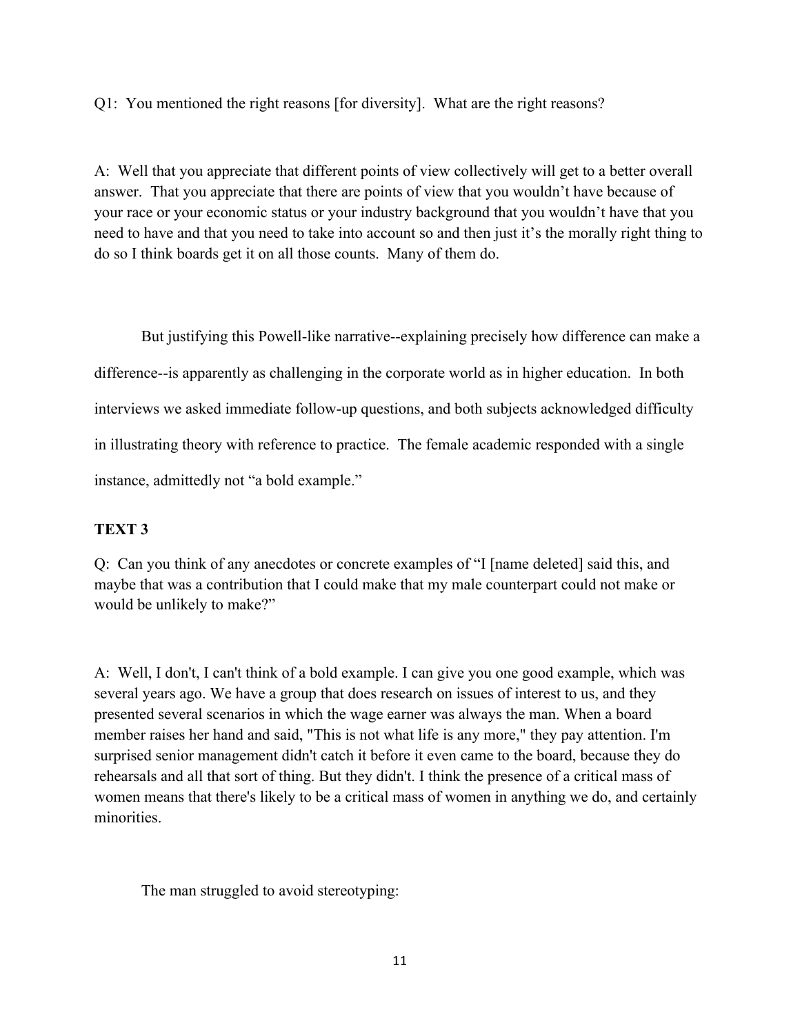Q1: You mentioned the right reasons [for diversity]. What are the right reasons?

A: Well that you appreciate that different points of view collectively will get to a better overall answer. That you appreciate that there are points of view that you wouldn't have because of your race or your economic status or your industry background that you wouldn't have that you need to have and that you need to take into account so and then just it's the morally right thing to do so I think boards get it on all those counts. Many of them do.

But justifying this Powell-like narrative--explaining precisely how difference can make a difference--is apparently as challenging in the corporate world as in higher education. In both interviews we asked immediate follow-up questions, and both subjects acknowledged difficulty in illustrating theory with reference to practice. The female academic responded with a single instance, admittedly not "a bold example."

**TEXT 3**

Q: Can you think of any anecdotes or concrete examples of "I [name deleted] said this, and maybe that was a contribution that I could make that my male counterpart could not make or would be unlikely to make?"

A: Well, I don't, I can't think of a bold example. I can give you one good example, which was several years ago. We have a group that does research on issues of interest to us, and they presented several scenarios in which the wage earner was always the man. When a board member raises her hand and said, "This is not what life is any more," they pay attention. I'm surprised senior management didn't catch it before it even came to the board, because they do rehearsals and all that sort of thing. But they didn't. I think the presence of a critical mass of women means that there's likely to be a critical mass of women in anything we do, and certainly minorities.

The man struggled to avoid stereotyping: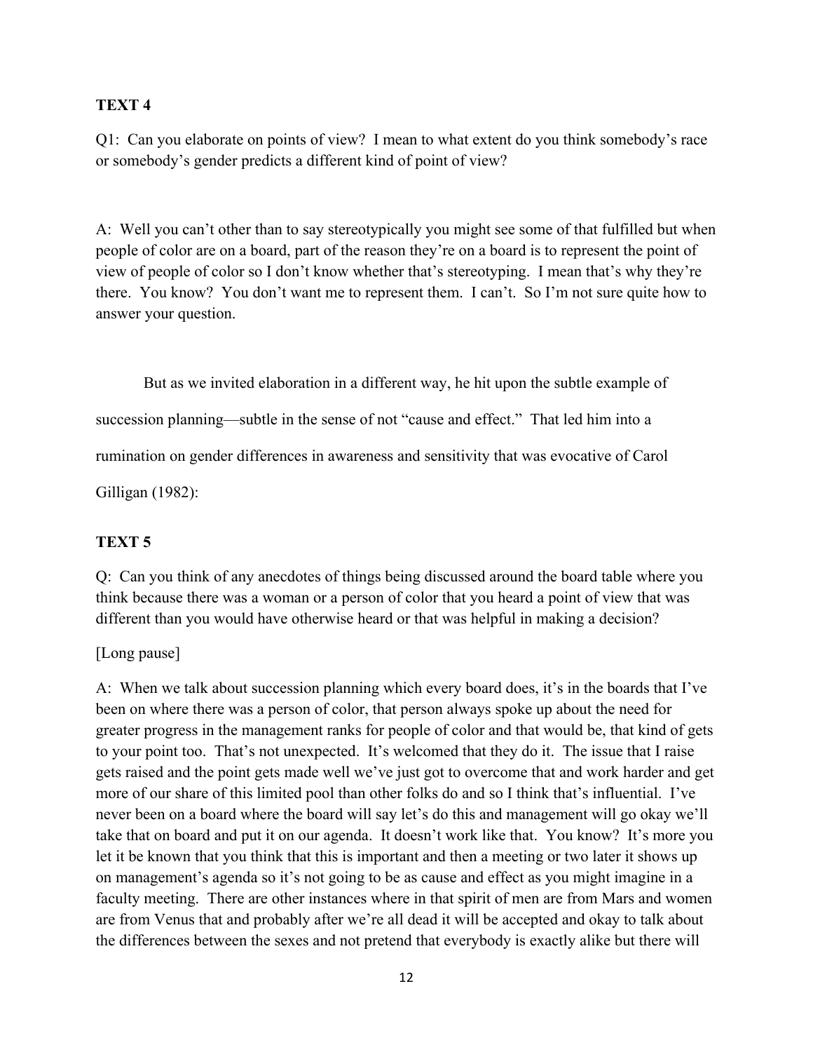**TEXT 4**

Q1: Can you elaborate on points of view? I mean to what extent do you think somebody's race or somebody's gender predicts a different kind of point of view?

A: Well you can't other than to say stereotypically you might see some of that fulfilled but when people of color are on a board, part of the reason they're on a board is to represent the point of view of people of color so I don't know whether that's stereotyping. I mean that's why they're there. You know? You don't want me to represent them. I can't. So I'm not sure quite how to answer your question.

But as we invited elaboration in a different way, he hit upon the subtle example of succession planning—subtle in the sense of not "cause and effect." That led him into a rumination on gender differences in awareness and sensitivity that was evocative of Carol Gilligan (1982):

**TEXT 5**

Q: Can you think of any anecdotes of things being discussed around the board table where you think because there was a woman or a person of color that you heard a point of view that was different than you would have otherwise heard or that was helpful in making a decision?

[Long pause]

A: When we talk about succession planning which every board does, it's in the boards that I've been on where there was a person of color, that person always spoke up about the need for greater progress in the management ranks for people of color and that would be, that kind of gets to your point too. That's not unexpected. It's welcomed that they do it. The issue that I raise gets raised and the point gets made well we've just got to overcome that and work harder and get more of our share of this limited pool than other folks do and so I think that's influential. I've never been on a board where the board will say let's do this and management will go okay we'll take that on board and put it on our agenda. It doesn't work like that. You know? It's more you let it be known that you think that this is important and then a meeting or two later it shows up on management's agenda so it's not going to be as cause and effect as you might imagine in a faculty meeting. There are other instances where in that spirit of men are from Mars and women are from Venus that and probably after we're all dead it will be accepted and okay to talk about the differences between the sexes and not pretend that everybody is exactly alike but there will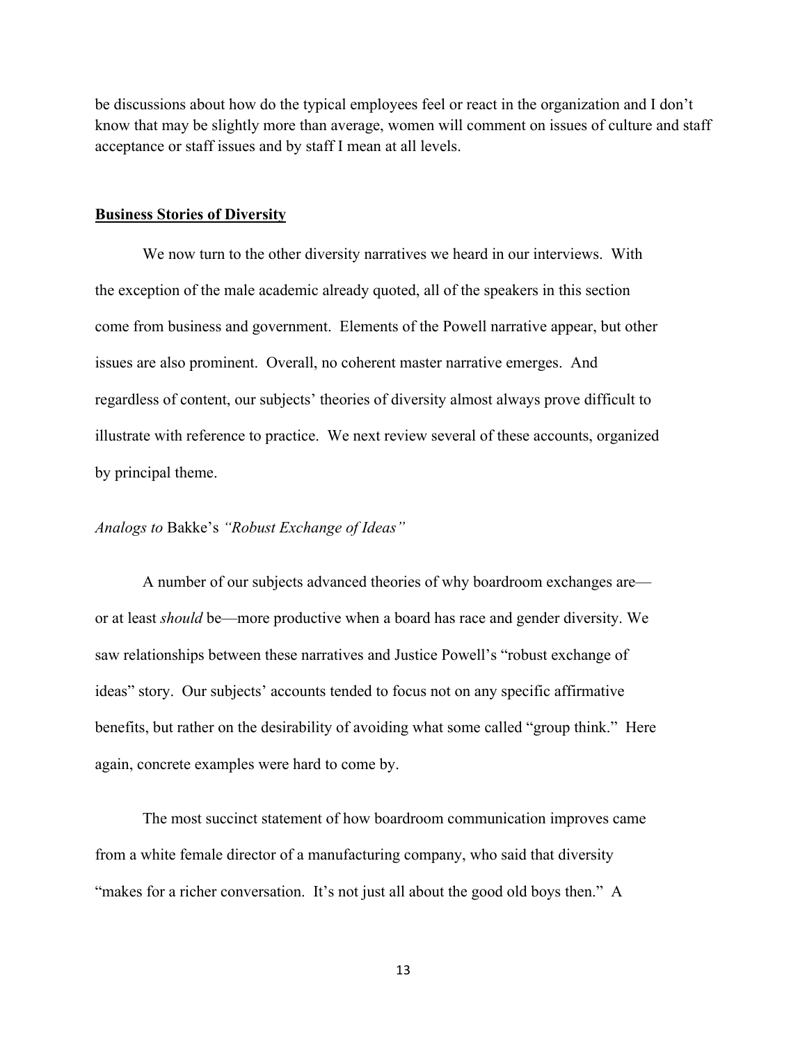be discussions about how do the typical employees feel or react in the organization and I don't know that may be slightly more than average, women will comment on issues of culture and staff acceptance or staff issues and by staff I mean at all levels.

## **Business Stories of Diversity**

We now turn to the other diversity narratives we heard in our interviews. With the exception of the male academic already quoted, all of the speakers in this section come from business and government. Elements of the Powell narrative appear, but other issues are also prominent. Overall, no coherent master narrative emerges. And regardless of content, our subjects' theories of diversity almost always prove difficult to illustrate with reference to practice. We next review several of these accounts, organized by principal theme.

### *Analogs to* Bakke's *"Robust Exchange of Ideas"*

A number of our subjects advanced theories of why boardroom exchanges are—or at least *should* be—more productive when a board has race and gender diversity. We saw relationships between these narratives and Justice Powell's "robust exchange of ideas" story. Our subjects' accounts tended to focus not on any specific affirmative benefits, but rather on the desirability of avoiding what some called "group think." Here again, concrete examples were hard to come by.

The most succinct statement of how boardroom communication improves came from a white female director of a manufacturing company, who said that diversity "makes for a richer conversation. It's not just all about the good old boys then." A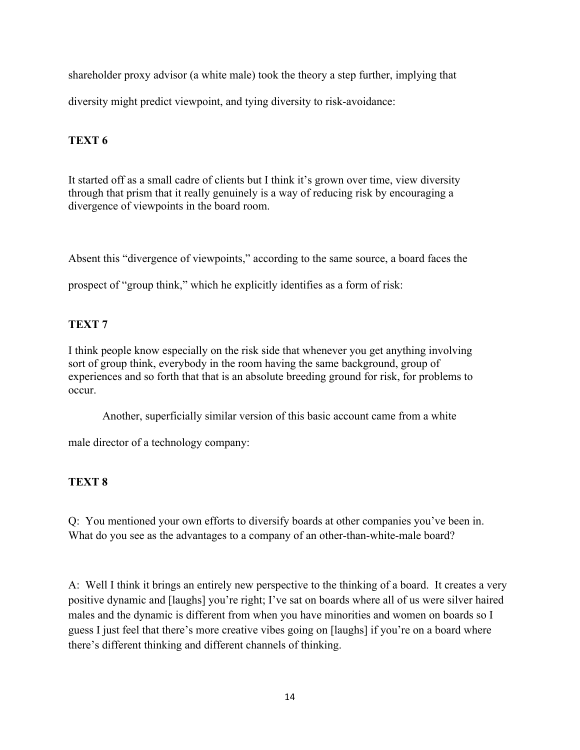shareholder proxy advisor (a white male) took the theory a step further, implying that diversity might predict viewpoint, and tying diversity to risk-avoidance:

**TEXT 6**

It started off as a small cadre of clients but I think it's grown over time, view diversity through that prism that it really genuinely is a way of reducing risk by encouraging a divergence of viewpoints in the board room.

Absent this "divergence of viewpoints," according to the same source, a board faces the prospect of "group think," which he explicitly identifies as a form of risk:

**TEXT 7**

I think people know especially on the risk side that whenever you get anything involving sort of group think, everybody in the room having the same background, group of experiences and so forth that that is an absolute breeding ground for risk, for problems to occur.

Another, superficially similar version of this basic account came from a white male director of a technology company:

**TEXT 8**

Q: You mentioned your own efforts to diversify boards at other companies you've been in. What do you see as the advantages to a company of an other-than-white-male board?

A: Well I think it brings an entirely new perspective to the thinking of a board. It creates a very positive dynamic and [laughs] you're right; I've sat on boards where all of us were silver haired males and the dynamic is different from when you have minorities and women on boards so I guess I just feel that there's more creative vibes going on [laughs] if you're on a board where there's different thinking and different channels of thinking.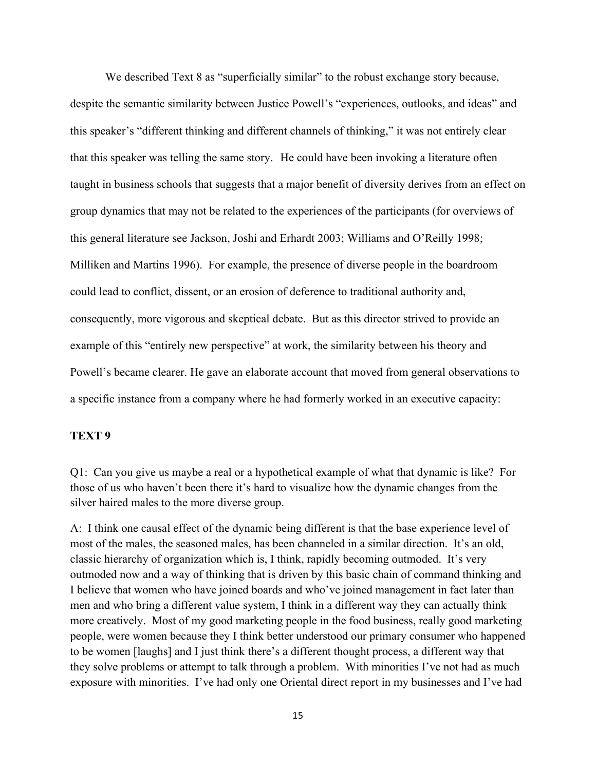We described Text 8 as "superficially similar" to the robust exchange story because, despite the semantic similarity between Justice Powell's "experiences, outlooks, and ideas" and this speaker's "different thinking and different channels of thinking," it was not entirely clear that this speaker was telling the same story. He could have been invoking a literature often taught in business schools that suggests that a major benefit of diversity derives from an effect on group dynamics that may not be related to the experiences of the participants (for overviews of this general literature see Jackson, Joshi and Erhardt 2003; Williams and O'Reilly 1998; Milliken and Martins 1996). For example, the presence of diverse people in the boardroom could lead to conflict, dissent, or an erosion of deference to traditional authority and, consequently, more vigorous and skeptical debate. But as this director strived to provide an example of this "entirely new perspective" at work, the similarity between his theory and Powell's became clearer. He gave an elaborate account that moved from general observations to a specific instance from a company where he had formerly worked in an executive capacity:

**TEXT 9**

Q1: Can you give us maybe a real or a hypothetical example of what that dynamic is like? For those of us who haven't been there it's hard to visualize how the dynamic changes from the silver haired males to the more diverse group.

A: I think one causal effect of the dynamic being different is that the base experience level of most of the males, the seasoned males, has been channeled in a similar direction. It's an old, classic hierarchy of organization which is, I think, rapidly becoming outmoded. It's very outmoded now and a way of thinking that is driven by this basic chain of command thinking and I believe that women who have joined boards and who've joined management in fact later than men and who bring a different value system, I think in a different way they can actually think more creatively. Most of my good marketing people in the food business, really good marketing people, were women because they I think better understood our primary consumer who happened to be women [laughs] and I just think there's a different thought process, a different way that they solve problems or attempt to talk through a problem. With minorities I've not had as much exposure with minorities. I've had only one Oriental direct report in my businesses and I've had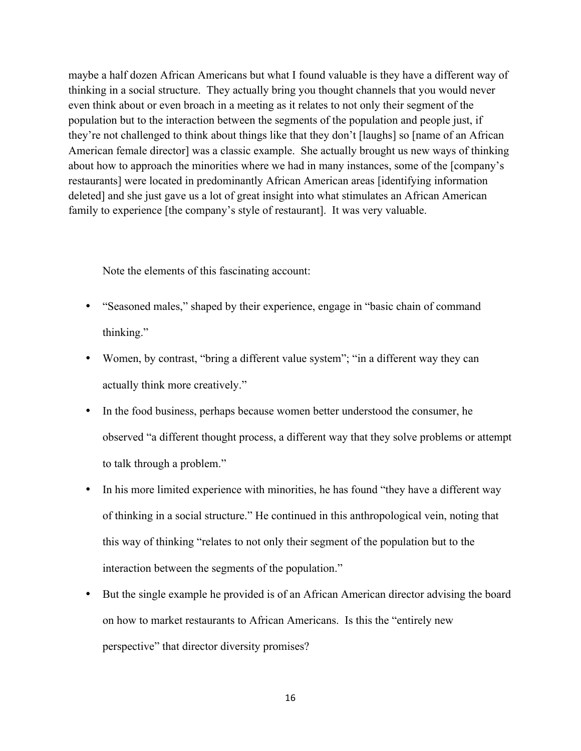maybe a half dozen African Americans but what I found valuable is they have a different way of thinking in a social structure. They actually bring you thought channels that you would never even think about or even broach in a meeting as it relates to not only their segment of the population but to the interaction between the segments of the population and people just, if they're not challenged to think about things like that they don't [laughs] so [name of an African American female director] was a classic example. She actually brought us new ways of thinking about how to approach the minorities where we had in many instances, some of the [company's restaurants] were located in predominantly African American areas [identifying information deleted] and she just gave us a lot of great insight into what stimulates an African American family to experience [the company's style of restaurant]. It was very valuable.

Note the elements of this fascinating account:

- "Seasoned males," shaped by their experience, engage in "basic chain of command thinking."
- Women, by contrast, "bring a different value system"; "in a different way they can actually think more creatively."
- In the food business, perhaps because women better understood the consumer, he observed "a different thought process, a different way that they solve problems or attempt to talk through a problem."
- In his more limited experience with minorities, he has found "they have a different way of thinking in a social structure." He continued in this anthropological vein, noting that this way of thinking "relates to not only their segment of the population but to the interaction between the segments of the population."
- But the single example he provided is of an African American director advising the board on how to market restaurants to African Americans. Is this the "entirely new perspective" that director diversity promises?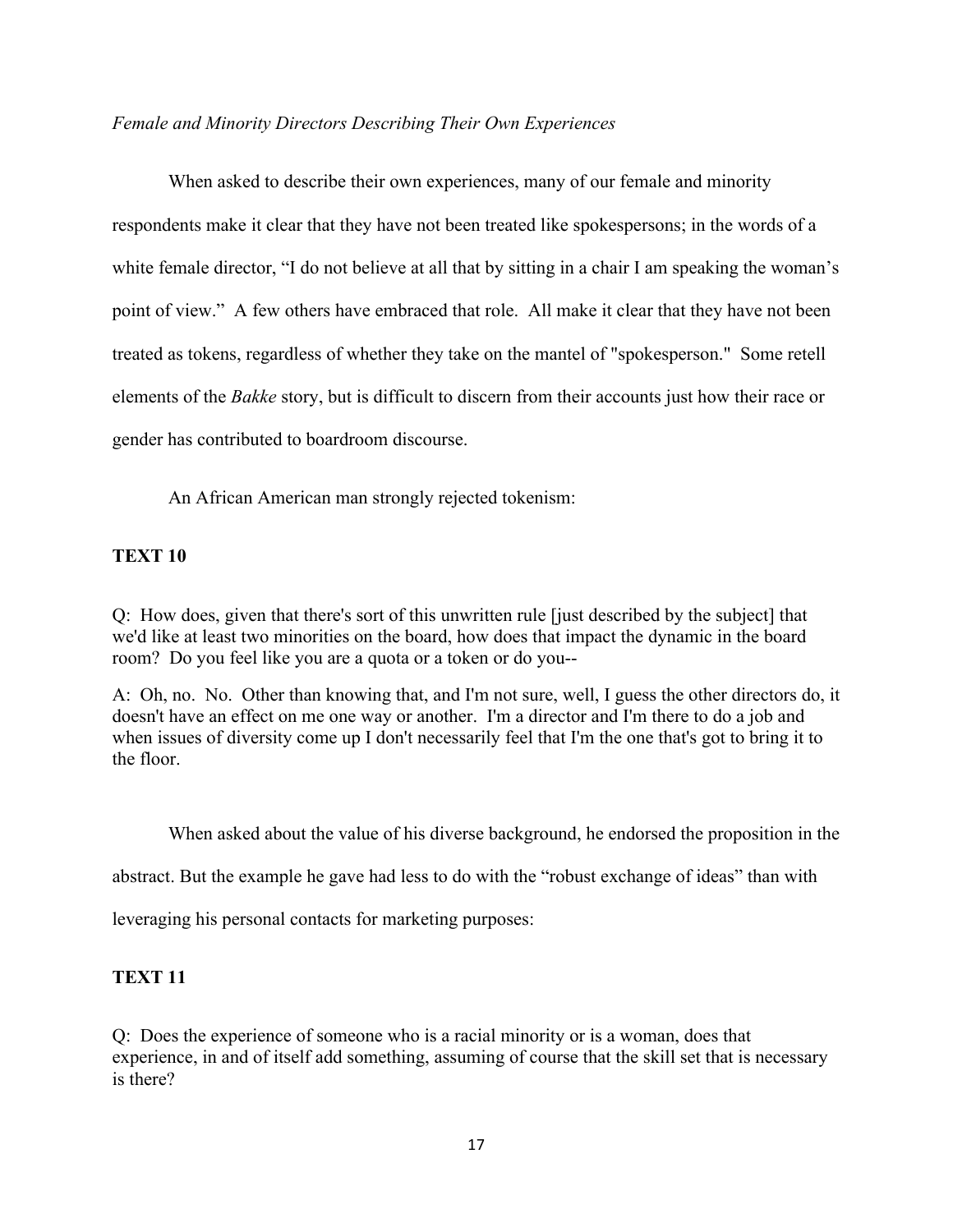*Female and Minority Directors Describing Their Own Experiences*

When asked to describe their own experiences, many of our female and minority respondents make it clear that they have not been treated like spokespersons; in the words of a white female director, "I do not believe at all that by sitting in a chair I am speaking the woman's point of view." A few others have embraced that role. All make it clear that they have not been treated as tokens, regardless of whether they take on the mantel of "spokesperson." Some retell elements of the *Bakke* story, but is difficult to discern from their accounts just how their race or gender has contributed to boardroom discourse.

An African American man strongly rejected tokenism:

**TEXT 10**

Q: How does, given that there's sort of this unwritten rule [just described by the subject] that we'd like at least two minorities on the board, how does that impact the dynamic in the board room? Do you feel like you are a quota or a token or do you--

A: Oh, no. No. Other than knowing that, and I'm not sure, well, I guess the other directors do, it doesn't have an effect on me one way or another. I'm a director and I'm there to do a job and when issues of diversity come up I don't necessarily feel that I'm the one that's got to bring it to the floor.

When asked about the value of his diverse background, he endorsed the proposition in the abstract. But the example he gave had less to do with the "robust exchange of ideas" than with leveraging his personal contacts for marketing purposes:

**TEXT 11**

Q: Does the experience of someone who is a racial minority or is a woman, does that experience, in and of itself add something, assuming of course that the skill set that is necessary is there?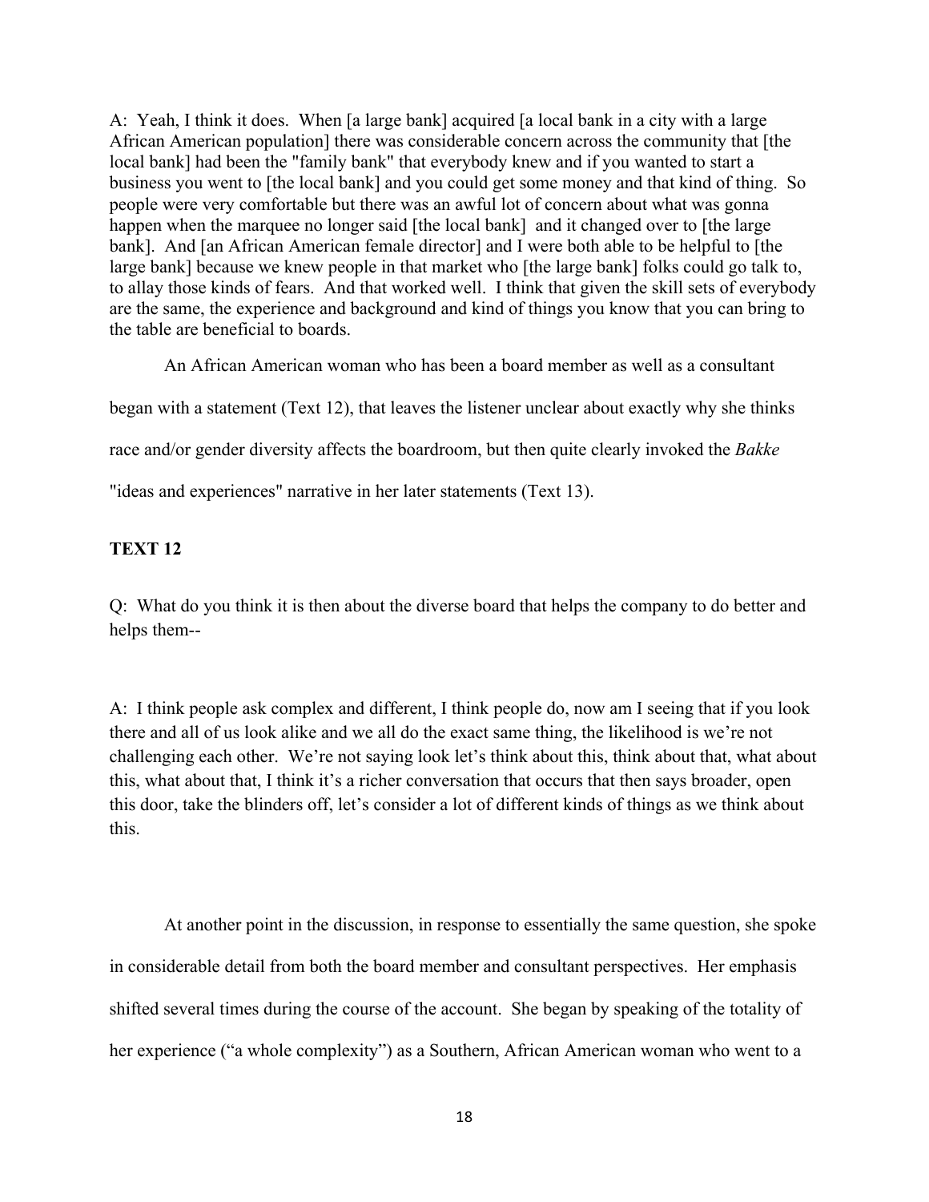A: Yeah, I think it does. When [a large bank] acquired [a local bank in a city with a large African American population] there was considerable concern across the community that [the local bank] had been the "family bank" that everybody knew and if you wanted to start a business you went to [the local bank] and you could get some money and that kind of thing. So people were very comfortable but there was an awful lot of concern about what was gonna happen when the marquee no longer said [the local bank] and it changed over to [the large bank]. And [an African American female director] and I were both able to be helpful to [the large bank] because we knew people in that market who [the large bank] folks could go talk to, to allay those kinds of fears. And that worked well. I think that given the skill sets of everybody are the same, the experience and background and kind of things you know that you can bring to the table are beneficial to boards.

An African American woman who has been a board member as well as a consultant began with a statement (Text 12), that leaves the listener unclear about exactly why she thinks race and/or gender diversity affects the boardroom, but then quite clearly invoked the *Bakke* "ideas and experiences" narrative in her later statements (Text 13).

**TEXT 12**

Q: What do you think it is then about the diverse board that helps the company to do better and helps them--

A: I think people ask complex and different, I think people do, now am I seeing that if you look there and all of us look alike and we all do the exact same thing, the likelihood is we're not challenging each other. We're not saying look let's think about this, think about that, what about this, what about that, I think it's a richer conversation that occurs that then says broader, open this door, take the blinders off, let's consider a lot of different kinds of things as we think about this.

At another point in the discussion, in response to essentially the same question, she spoke in considerable detail from both the board member and consultant perspectives. Her emphasis shifted several times during the course of the account. She began by speaking of the totality of her experience ("a whole complexity") as a Southern, African American woman who went to a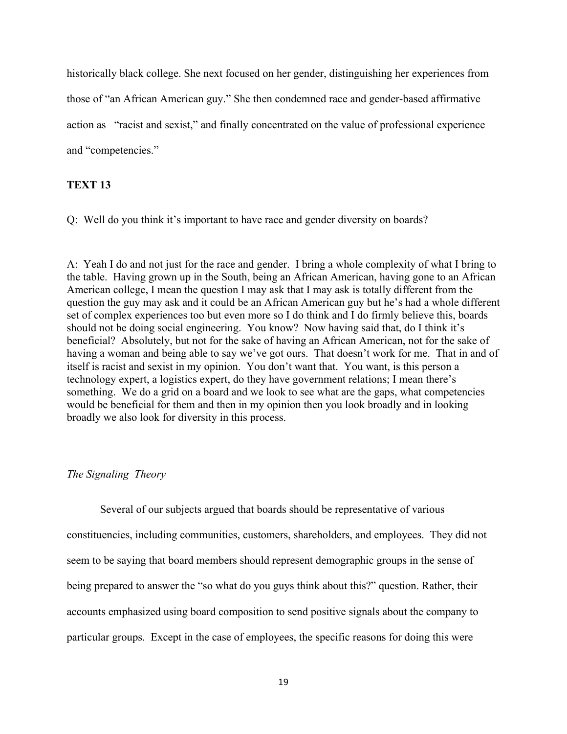historically black college. She next focused on her gender, distinguishing her experiences from those of "an African American guy." She then condemned race and gender-based affirmative action as "racist and sexist," and finally concentrated on the value of professional experience and "competencies."

**TEXT 13**

Q: Well do you think it's important to have race and gender diversity on boards?

A: Yeah I do and not just for the race and gender. I bring a whole complexity of what I bring to the table. Having grown up in the South, being an African American, having gone to an African American college, I mean the question I may ask that I may ask is totally different from the question the guy may ask and it could be an African American guy but he's had a whole different set of complex experiences too but even more so I do think and I do firmly believe this, boards should not be doing social engineering. You know? Now having said that, do I think it's beneficial? Absolutely, but not for the sake of having an African American, not for the sake of having a woman and being able to say we've got ours. That doesn't work for me. That in and of itself is racist and sexist in my opinion. You don't want that. You want, is this person a technology expert, a logistics expert, do they have government relations; I mean there's something. We do a grid on a board and we look to see what are the gaps, what competencies would be beneficial for them and then in my opinion then you look broadly and in looking broadly we also look for diversity in this process.

*The Signaling Theory*

Several of our subjects argued that boards should be representative of various constituencies, including communities, customers, shareholders, and employees. They did not seem to be saying that board members should represent demographic groups in the sense of being prepared to answer the "so what do you guys think about this?" question. Rather, their accounts emphasized using board composition to send positive signals about the company to particular groups. Except in the case of employees, the specific reasons for doing this were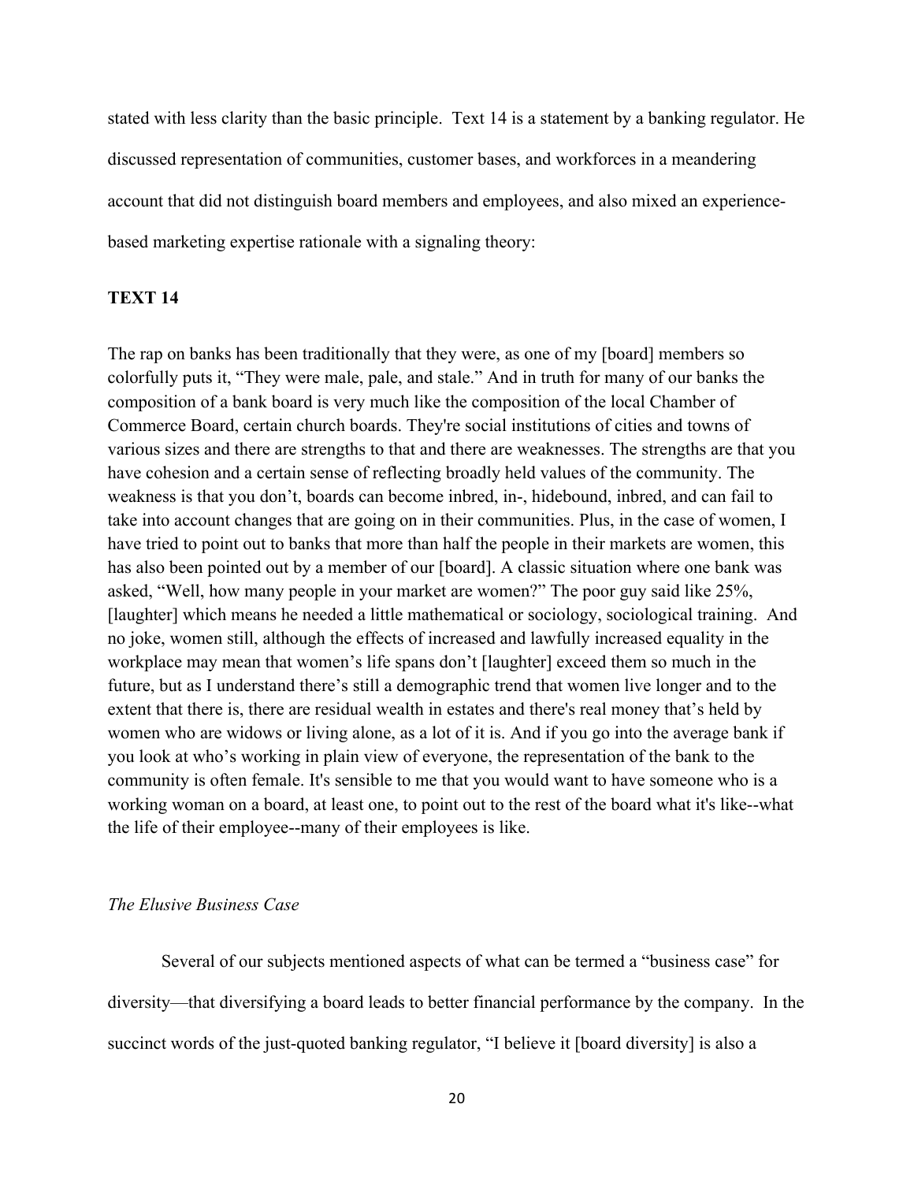stated with less clarity than the basic principle. Text 14 is a statement by a banking regulator. He discussed representation of communities, customer bases, and workforces in a meandering account that did not distinguish board members and employees, and also mixed an experience-based marketing expertise rationale with a signaling theory:

**TEXT 14**

The rap on banks has been traditionally that they were, as one of my [board] members so colorfully puts it, "They were male, pale, and stale." And in truth for many of our banks the composition of a bank board is very much like the composition of the local Chamber of Commerce Board, certain church boards. They're social institutions of cities and towns of various sizes and there are strengths to that and there are weaknesses. The strengths are that you have cohesion and a certain sense of reflecting broadly held values of the community. The weakness is that you don't, boards can become inbred, in-, hidebound, inbred, and can fail to take into account changes that are going on in their communities. Plus, in the case of women, I have tried to point out to banks that more than half the people in their markets are women, this has also been pointed out by a member of our [board]. A classic situation where one bank was asked, "Well, how many people in your market are women?" The poor guy said like 25%, [laughter] which means he needed a little mathematical or sociology, sociological training. And no joke, women still, although the effects of increased and lawfully increased equality in the workplace may mean that women's life spans don't [laughter] exceed them so much in the future, but as I understand there's still a demographic trend that women live longer and to the extent that there is, there are residual wealth in estates and there's real money that's held by women who are widows or living alone, as a lot of it is. And if you go into the average bank if you look at who's working in plain view of everyone, the representation of the bank to the community is often female. It's sensible to me that you would want to have someone who is a working woman on a board, at least one, to point out to the rest of the board what it's like--what the life of their employee--many of their employees is like.

*The Elusive Business Case*

Several of our subjects mentioned aspects of what can be termed a "business case" for diversity—that diversifying a board leads to better financial performance by the company. In the succinct words of the just-quoted banking regulator, "I believe it [board diversity] is also a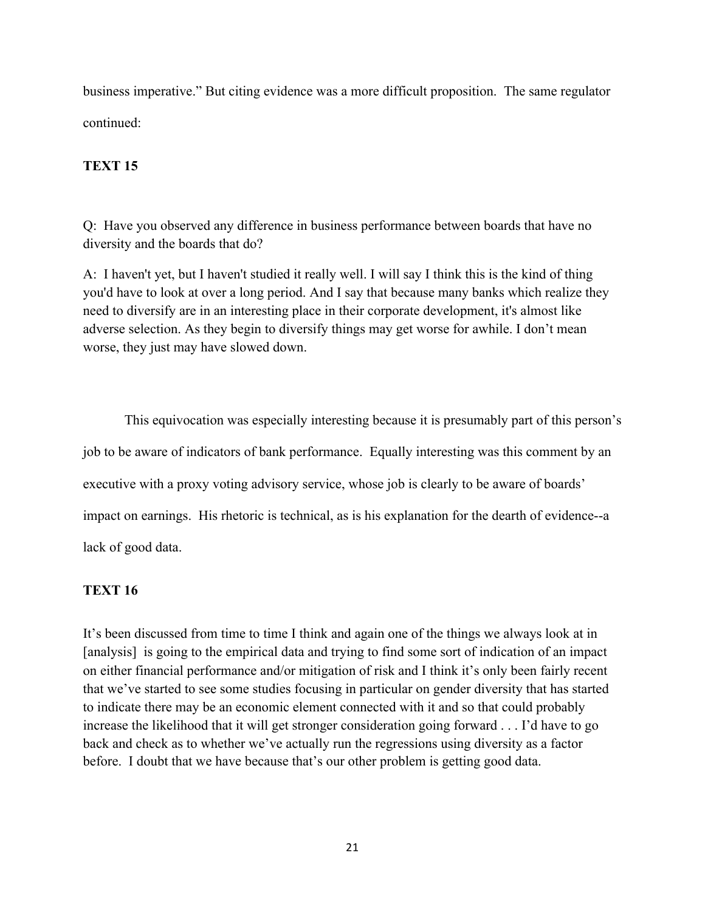business imperative." But citing evidence was a more difficult proposition. The same regulator continued:

**TEXT 15**

Q: Have you observed any difference in business performance between boards that have no diversity and the boards that do?

A: I haven't yet, but I haven't studied it really well. I will say I think this is the kind of thing you'd have to look at over a long period. And I say that because many banks which realize they need to diversify are in an interesting place in their corporate development, it's almost like adverse selection. As they begin to diversify things may get worse for awhile. I don't mean worse, they just may have slowed down.

This equivocation was especially interesting because it is presumably part of this person's job to be aware of indicators of bank performance. Equally interesting was this comment by an executive with a proxy voting advisory service, whose job is clearly to be aware of boards' impact on earnings. His rhetoric is technical, as is his explanation for the dearth of evidence--a lack of good data.

**TEXT 16**

It's been discussed from time to time I think and again one of the things we always look at in [analysis] is going to the empirical data and trying to find some sort of indication of an impact on either financial performance and/or mitigation of risk and I think it's only been fairly recent that we've started to see some studies focusing in particular on gender diversity that has started to indicate there may be an economic element connected with it and so that could probably increase the likelihood that it will get stronger consideration going forward . . . I'd have to go back and check as to whether we've actually run the regressions using diversity as a factor before. I doubt that we have because that's our other problem is getting good data.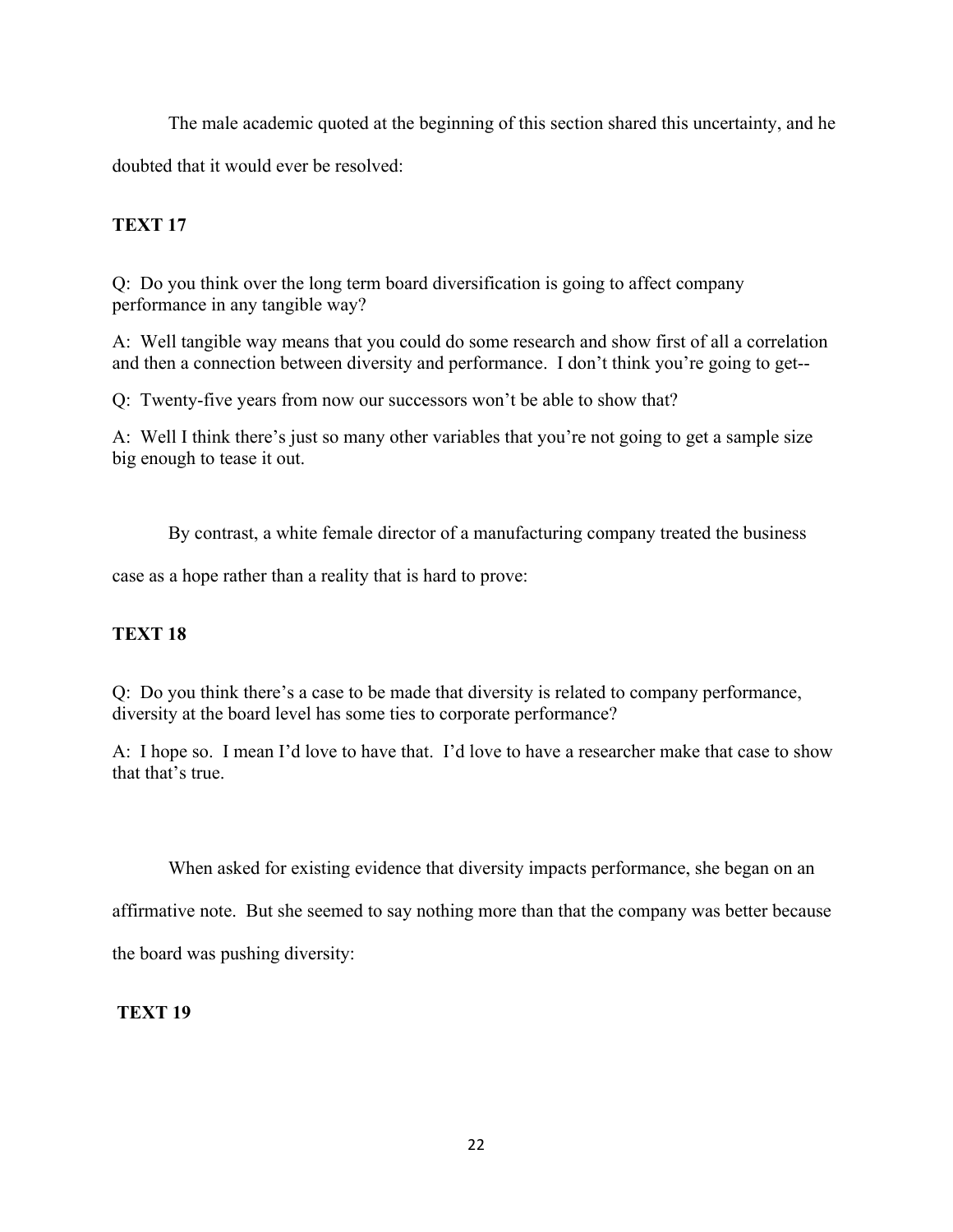The male academic quoted at the beginning of this section shared this uncertainty, and he doubted that it would ever be resolved:

**TEXT 17**

Q: Do you think over the long term board diversification is going to affect company performance in any tangible way?

A: Well tangible way means that you could do some research and show first of all a correlation and then a connection between diversity and performance. I don't think you're going to get--

Q: Twenty-five years from now our successors won't be able to show that?

A: Well I think there's just so many other variables that you're not going to get a sample size big enough to tease it out.

By contrast, a white female director of a manufacturing company treated the business case as a hope rather than a reality that is hard to prove:

**TEXT 18**

Q: Do you think there's a case to be made that diversity is related to company performance, diversity at the board level has some ties to corporate performance?

A: I hope so. I mean I'd love to have that. I'd love to have a researcher make that case to show that that's true.

When asked for existing evidence that diversity impacts performance, she began on an affirmative note. But she seemed to say nothing more than that the company was better because the board was pushing diversity:

**TEXT 19**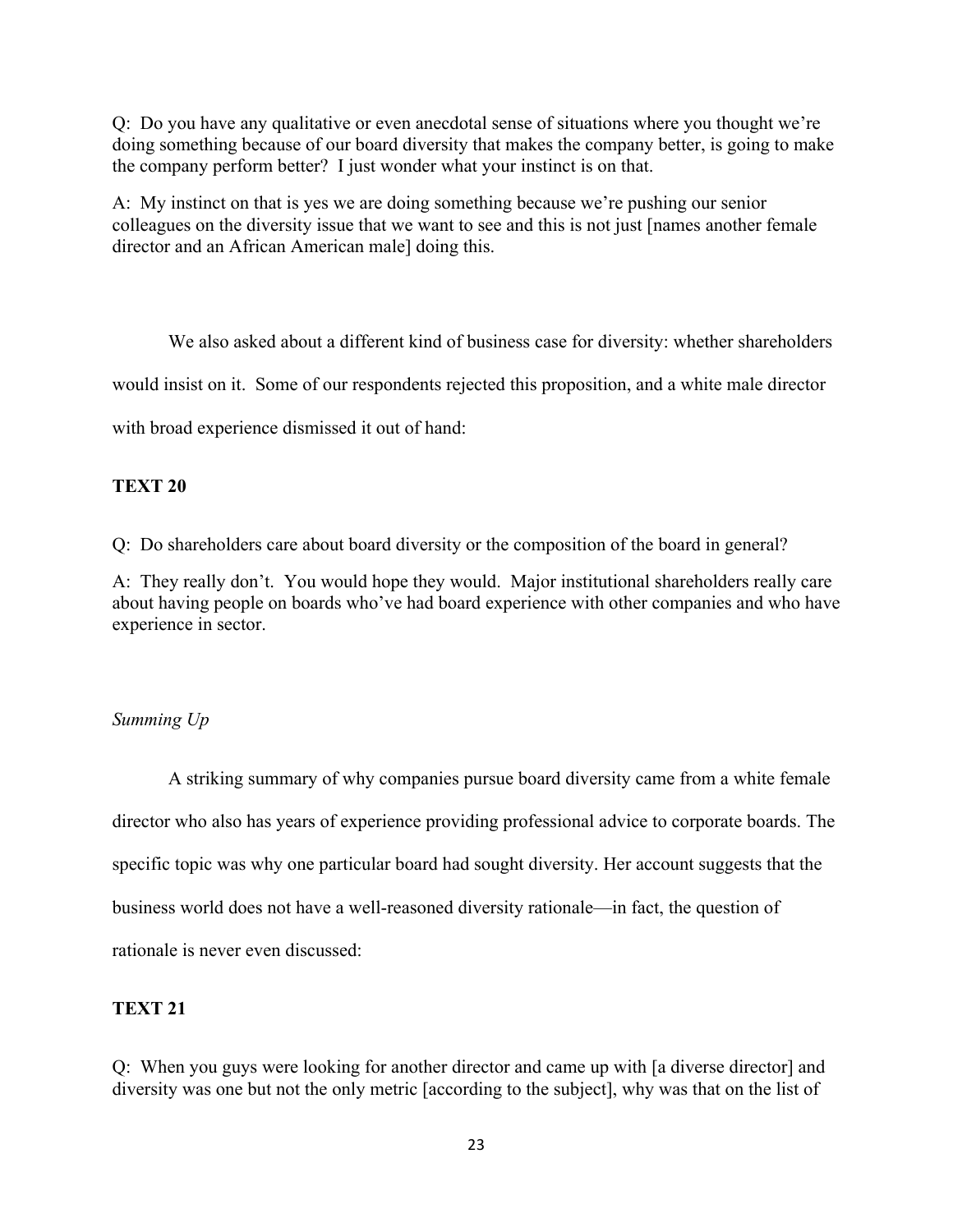Q: Do you have any qualitative or even anecdotal sense of situations where you thought we're doing something because of our board diversity that makes the company better, is going to make the company perform better? I just wonder what your instinct is on that.

A: My instinct on that is yes we are doing something because we're pushing our senior colleagues on the diversity issue that we want to see and this is not just [names another female director and an African American male] doing this.

We also asked about a different kind of business case for diversity: whether shareholders would insist on it. Some of our respondents rejected this proposition, and a white male director with broad experience dismissed it out of hand:

**TEXT 20**

Q: Do shareholders care about board diversity or the composition of the board in general?

A: They really don't. You would hope they would. Major institutional shareholders really care about having people on boards who've had board experience with other companies and who have experience in sector.

*Summing Up*

A striking summary of why companies pursue board diversity came from a white female director who also has years of experience providing professional advice to corporate boards. The specific topic was why one particular board had sought diversity. Her account suggests that the business world does not have a well-reasoned diversity rationale—in fact, the question of rationale is never even discussed:

**TEXT 21**

Q: When you guys were looking for another director and came up with [a diverse director] and diversity was one but not the only metric [according to the subject], why was that on the list of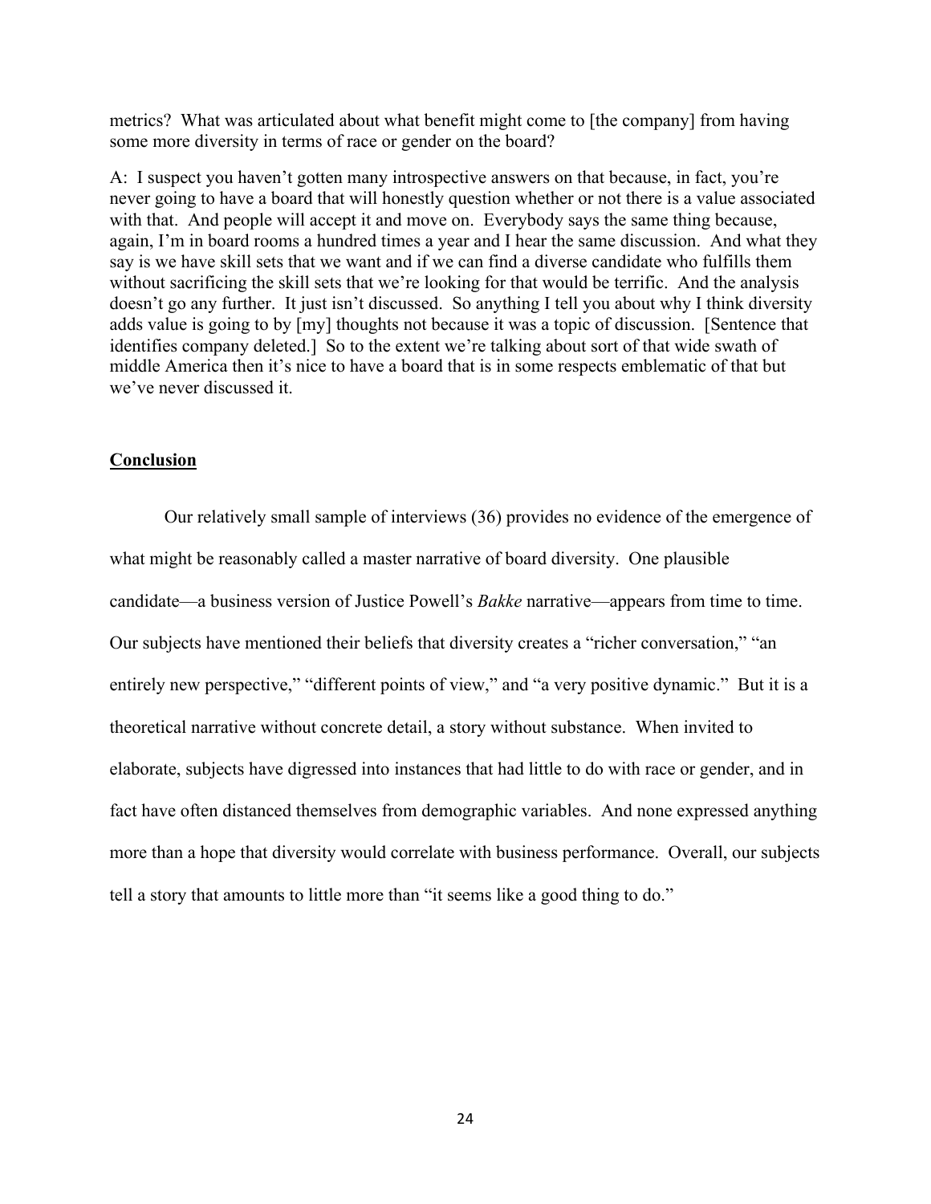metrics? What was articulated about what benefit might come to [the company] from having some more diversity in terms of race or gender on the board?

A: I suspect you haven't gotten many introspective answers on that because, in fact, you're never going to have a board that will honestly question whether or not there is a value associated with that. And people will accept it and move on. Everybody says the same thing because, again, I'm in board rooms a hundred times a year and I hear the same discussion. And what they say is we have skill sets that we want and if we can find a diverse candidate who fulfills them without sacrificing the skill sets that we're looking for that would be terrific. And the analysis doesn't go any further. It just isn't discussed. So anything I tell you about why I think diversity adds value is going to by [my] thoughts not because it was a topic of discussion. [Sentence that identifies company deleted.] So to the extent we're talking about sort of that wide swath of middle America then it's nice to have a board that is in some respects emblematic of that but we've never discussed it.

## **Conclusion**

Our relatively small sample of interviews (36) provides no evidence of the emergence of what might be reasonably called a master narrative of board diversity. One plausible candidate—a business version of Justice Powell's *Bakke* narrative—appears from time to time. Our subjects have mentioned their beliefs that diversity creates a "richer conversation," "an entirely new perspective," "different points of view," and "a very positive dynamic." But it is a theoretical narrative without concrete detail, a story without substance. When invited to elaborate, subjects have digressed into instances that had little to do with race or gender, and in fact have often distanced themselves from demographic variables. And none expressed anything more than a hope that diversity would correlate with business performance. Overall, our subjects tell a story that amounts to little more than "it seems like a good thing to do."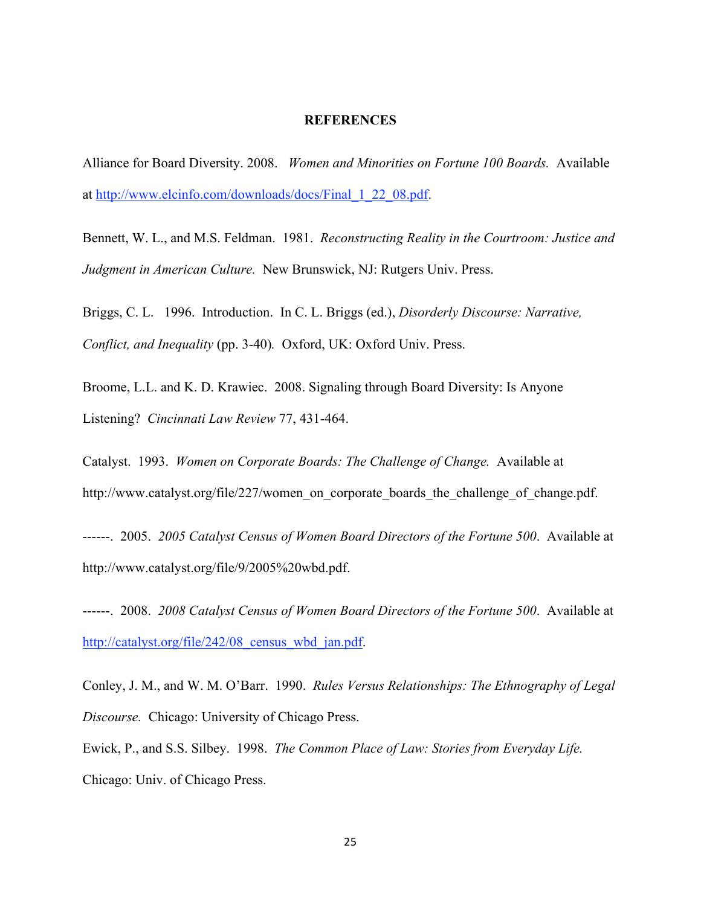## REFERENCES

Alliance for Board Diversity. 2008. *Women and Minorities on Fortune 100 Boards.* Available at http://www.elcinfo.com/downloads/docs/Final_1_22_08.pdf.

Bennett, W. L., and M.S. Feldman. 1981. *Reconstructing Reality in the Courtroom: Justice and Judgment in American Culture.* New Brunswick, NJ: Rutgers Univ. Press.

Briggs, C. L. 1996. Introduction. In C. L. Briggs (ed.), *Disorderly Discourse: Narrative, Conflict, and Inequality* (pp. 3-40). Oxford, UK: Oxford Univ. Press.

Broome, L.L. and K. D. Krawiec. 2008. Signaling through Board Diversity: Is Anyone Listening? *Cincinnati Law Review* 77, 431-464.

Catalyst. 1993. *Women on Corporate Boards: The Challenge of Change.* Available at http://www.catalyst.org/file/227/women_on_corporate_boards_the_challenge_of_change.pdf.

------. 2005. *2005 Catalyst Census of Women Board Directors of the Fortune 500*. Available at http://www.catalyst.org/file/9/2005%20wbd.pdf.

------. 2008. *2008 Catalyst Census of Women Board Directors of the Fortune 500*. Available at http://catalyst.org/file/242/08_census_wbd_jan.pdf.

Conley, J. M., and W. M. O'Barr. 1990. *Rules Versus Relationships: The Ethnography of Legal Discourse.* Chicago: University of Chicago Press.

Ewick, P., and S.S. Silbey. 1998. *The Common Place of Law: Stories from Everyday Life.* Chicago: Univ. of Chicago Press.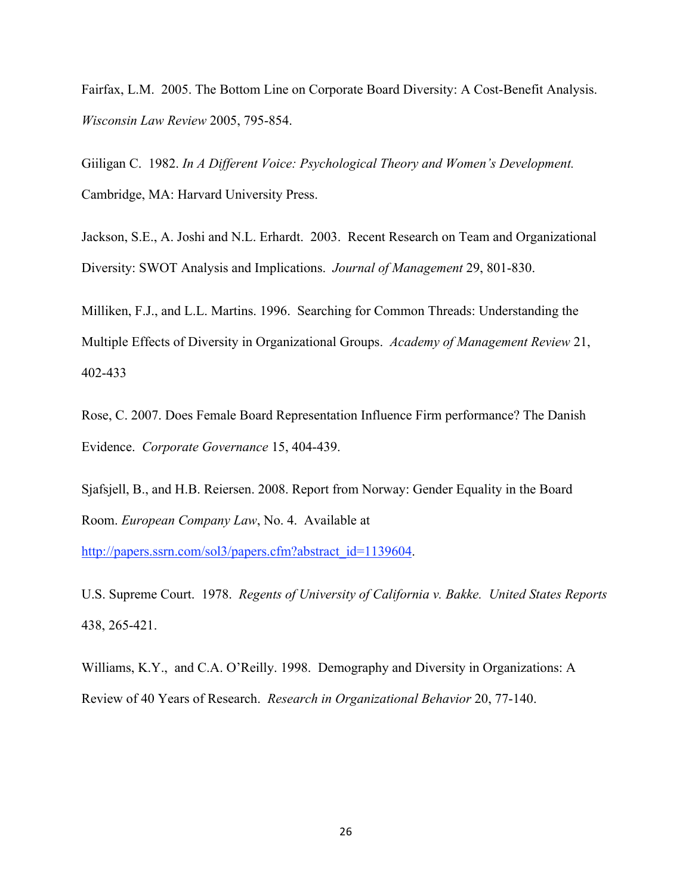Fairfax, L.M. 2005. The Bottom Line on Corporate Board Diversity: A Cost-Benefit Analysis. *Wisconsin Law Review* 2005, 795-854.

Giiligan C. 1982. *In A Different Voice: Psychological Theory and Women's Development.* Cambridge, MA: Harvard University Press.

Jackson, S.E., A. Joshi and N.L. Erhardt. 2003. Recent Research on Team and Organizational Diversity: SWOT Analysis and Implications. *Journal of Management* 29, 801-830.

Milliken, F.J., and L.L. Martins. 1996. Searching for Common Threads: Understanding the Multiple Effects of Diversity in Organizational Groups. *Academy of Management Review* 21, 402-433

Rose, C. 2007. Does Female Board Representation Influence Firm performance? The Danish Evidence. *Corporate Governance* 15, 404-439.

Sjafsjell, B., and H.B. Reiersen. 2008. Report from Norway: Gender Equality in the Board Room. *European Company Law*, No. 4. Available at http://papers.ssrn.com/sol3/papers.cfm?abstract_id=1139604.

U.S. Supreme Court. 1978. *Regents of University of California v. Bakke. United States Reports* 438, 265-421.

Williams, K.Y., and C.A. O'Reilly. 1998. Demography and Diversity in Organizations: A Review of 40 Years of Research. *Research in Organizational Behavior* 20, 77-140.